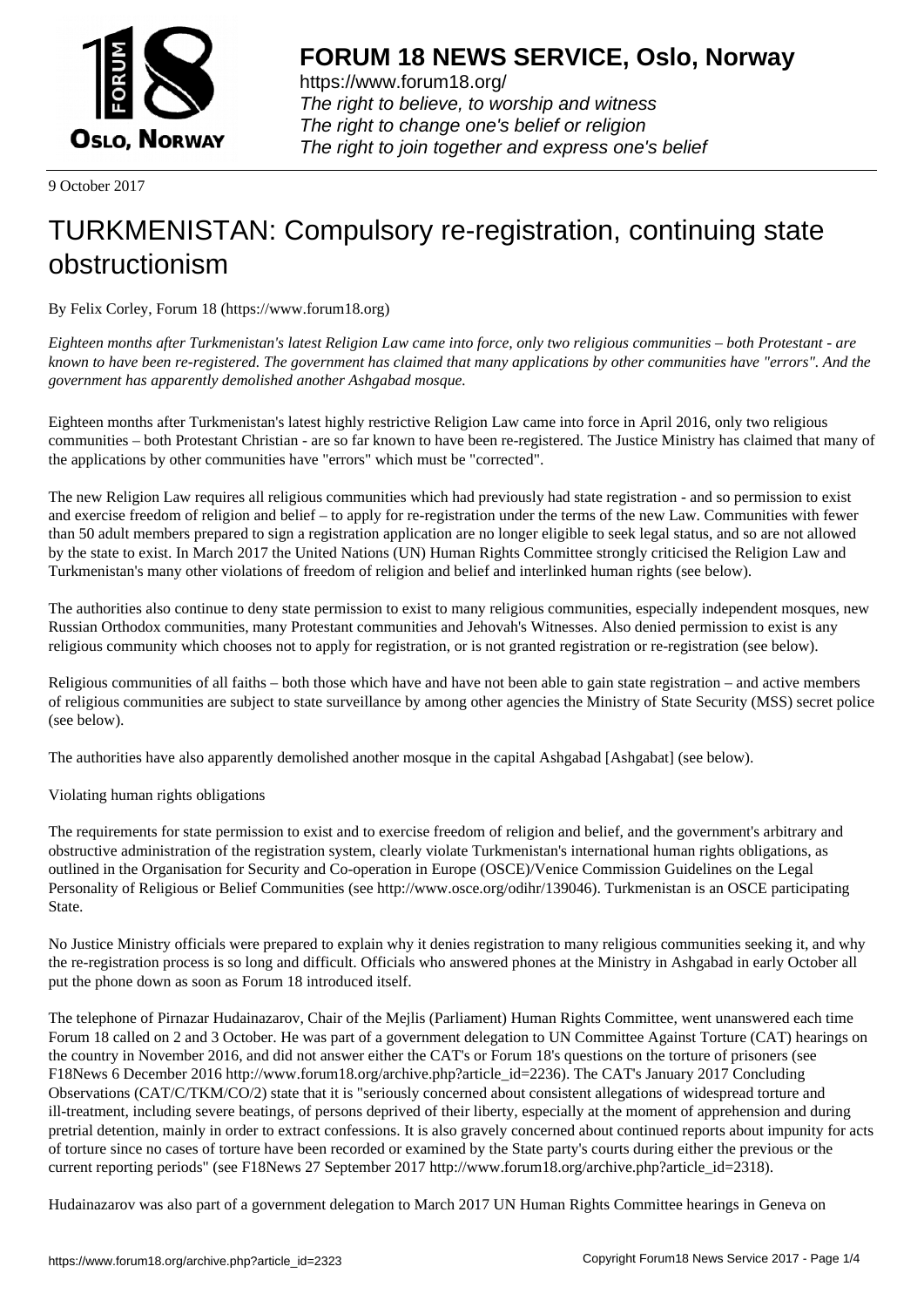9 October 2017

# TURKMENISTAN: Compulsory re-registration, continuing state obstructionism

By Felix Corley, Forum 18 (https://www.forum18.org)

*Eighteen months after Turkmenistan's latest Religion Law came into force, only two religious communities – both Protestant - are known to have been re-registered. The government has claimed that many applications by other communities have "errors". And the government has apparently demolished another Ashgabad mosque.*

Eighteen months after Turkmenistan's latest highly restrictive Religion Law came into force in April 2016, only two religious communities – both Protestant Christian - are so far known to have been re-registered. The Justice Ministry has claimed that many of the applications by other communities have "errors" which must be "corrected".

The new Religion Law requires all religious communities which had previously had state registration - and so permission to exist and exercise freedom of religion and belief – to apply for re-registration under the terms of the new Law. Communities with fewer than 50 adult members prepared to sign a registration application are no longer eligible to seek legal status, and so are not allowed by the state to exist. In March 2017 the United Nations (UN) Human Rights Committee strongly criticised the Religion Law and Turkmenistan's many other violations of freedom of religion and belief and interlinked human rights (see below).

The authorities also continue to deny state permission to exist to many religious communities, especially independent mosques, new Russian Orthodox communities, many Protestant communities and Jehovah's Witnesses. Also denied permission to exist is any religious community which chooses not to apply for registration, or is not granted registration or re-registration (see below).

Religious communities of all faiths – both those which have and have not been able to gain state registration – and active members of religious communities are subject to state surveillance by among other agencies the Ministry of State Security (MSS) secret police (see below).

The authorities have also apparently demolished another mosque in the capital Ashgabad [Ashgabat] (see below).

## Violating human rights obligations

The requirements for state permission to exist and to exercise freedom of religion and belief, and the government's arbitrary and obstructive administration of the registration system, clearly violate Turkmenistan's international human rights obligations, as outlined in the Organisation for Security and Co-operation in Europe (OSCE)/Venice Commission Guidelines on the Legal Personality of Religious or Belief Communities (see http://www.osce.org/odihr/139046). Turkmenistan is an OSCE participating State.

No Justice Ministry officials were prepared to explain why it denies registration to many religious communities seeking it, and why the re-registration process is so long and difficult. Officials who answered phones at the Ministry in Ashgabad in early October all put the phone down as soon as Forum 18 introduced itself.

The telephone of Pirnazar Hudainazarov, Chair of the Mejlis (Parliament) Human Rights Committee, went unanswered each time Forum 18 called on 2 and 3 October. He was part of a government delegation to UN Committee Against Torture (CAT) hearings on the country in November 2016, and did not answer either the CAT's or Forum 18's questions on the torture of prisoners (see F18News 6 December 2016 http://www.forum18.org/archive.php?article_id=2236). The CAT's January 2017 Concluding Observations (CAT/C/TKM/CO/2) state that it is "seriously concerned about consistent allegations of widespread torture and ill-treatment, including severe beatings, of persons deprived of their liberty, especially at the moment of apprehension and during pretrial detention, mainly in order to extract confessions. It is also gravely concerned about continued reports about impunity for acts of torture since no cases of torture have been recorded or examined by the State party's courts during either the previous or the current reporting periods" (see F18News 27 September 2017 http://www.forum18.org/archive.php?article_id=2318).

Hudainazarov was also part of a government delegation to March 2017 UN Human Rights Committee hearings in Geneva on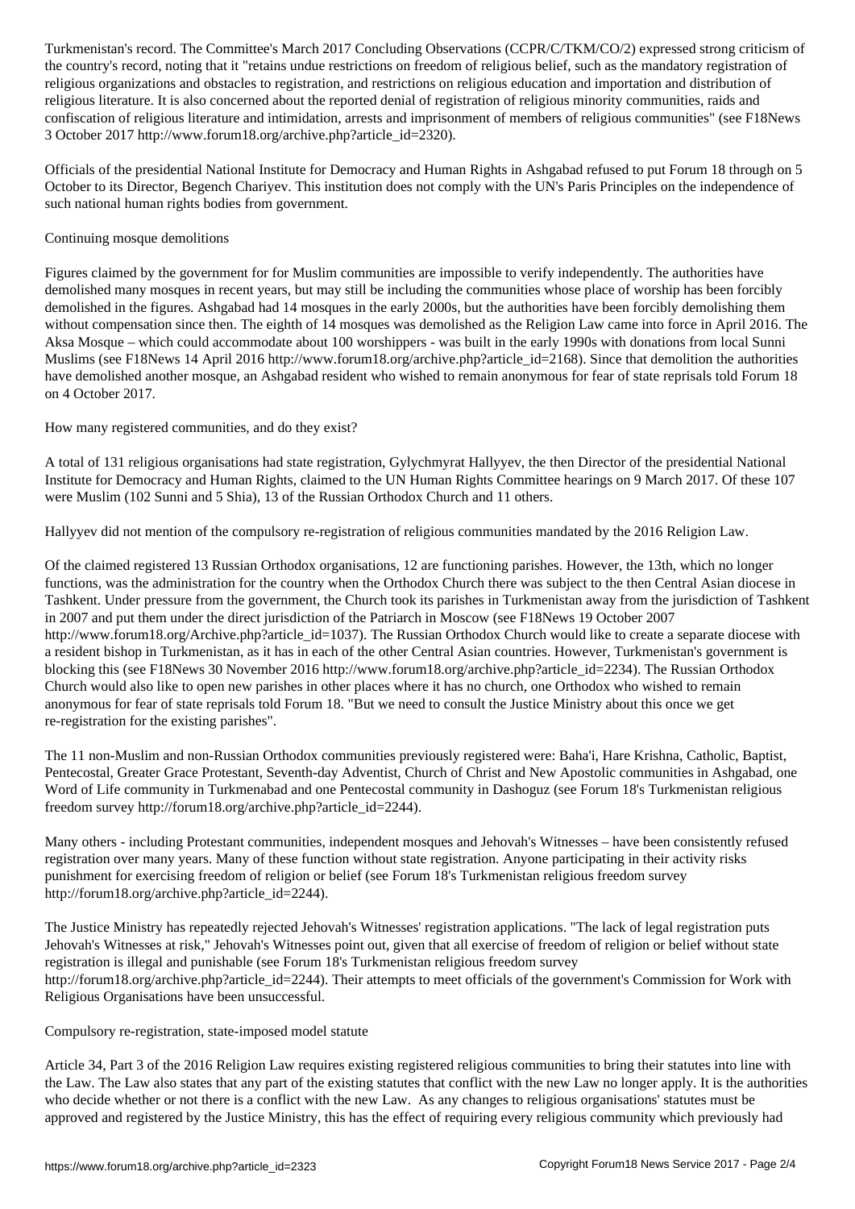Turkmenistan's record. The Committee's March 2017 Concluding Observations (CCPR/C/TKM/CO/2) expressed strong criticism of the country's record, noting that it "retains undue restrictions on freedom of religious belief, such as the mandatory registration of religious organizations and obstacles to registration, and restrictions on religious education and importation and distribution of religious literature. It is also concerned about the reported denial of registration of religious minority communities, raids and confiscation of religious literature and intimidation, arrests and imprisonment of members of religious communities" (see F18News 3 October 2017 http://www.forum18.org/archive.php?article_id=2320).

Officials of the presidential National Institute for Democracy and Human Rights in Ashgabad refused to put Forum 18 through on 5 October to its Director, Begench Chariyev. This institution does not comply with the UN's Paris Principles on the independence of such national human rights bodies from government.

## Continuing mosque demolitions

Figures claimed by the government for for Muslim communities are impossible to verify independently. The authorities have demolished many mosques in recent years, but may still be including the communities whose place of worship has been forcibly demolished in the figures. Ashgabad had 14 mosques in the early 2000s, but the authorities have been forcibly demolishing them without compensation since then. The eighth of 14 mosques was demolished as the Religion Law came into force in April 2016. The Aksa Mosque – which could accommodate about 100 worshippers - was built in the early 1990s with donations from local Sunni Muslims (see F18News 14 April 2016 http://www.forum18.org/archive.php?article_id=2168). Since that demolition the authorities have demolished another mosque, an Ashgabad resident who wished to remain anonymous for fear of state reprisals told Forum 18 on 4 October 2017.

## How many registered communities, and do they exist?

A total of 131 religious organisations had state registration, Gylychmyrat Hallyyev, the then Director of the presidential National Institute for Democracy and Human Rights, claimed to the UN Human Rights Committee hearings on 9 March 2017. Of these 107 were Muslim (102 Sunni and 5 Shia), 13 of the Russian Orthodox Church and 11 others.

Hallyyev did not mention of the compulsory re-registration of religious communities mandated by the 2016 Religion Law.

Of the claimed registered 13 Russian Orthodox organisations, 12 are functioning parishes. However, the 13th, which no longer functions, was the administration for the country when the Orthodox Church there was subject to the then Central Asian diocese in Tashkent. Under pressure from the government, the Church took its parishes in Turkmenistan away from the jurisdiction of Tashkent in 2007 and put them under the direct jurisdiction of the Patriarch in Moscow (see F18News 19 October 2007 http://www.forum18.org/Archive.php?article_id=1037). The Russian Orthodox Church would like to create a separate diocese with a resident bishop in Turkmenistan, as it has in each of the other Central Asian countries. However, Turkmenistan's government is blocking this (see F18News 30 November 2016 http://www.forum18.org/archive.php?article_id=2234). The Russian Orthodox Church would also like to open new parishes in other places where it has no church, one Orthodox who wished to remain anonymous for fear of state reprisals told Forum 18. "But we need to consult the Justice Ministry about this once we get re-registration for the existing parishes".

The 11 non-Muslim and non-Russian Orthodox communities previously registered were: Baha'i, Hare Krishna, Catholic, Baptist, Pentecostal, Greater Grace Protestant, Seventh-day Adventist, Church of Christ and New Apostolic communities in Ashgabad, one Word of Life community in Turkmenabad and one Pentecostal community in Dashoguz (see Forum 18's Turkmenistan religious freedom survey http://forum18.org/archive.php?article_id=2244).

Many others - including Protestant communities, independent mosques and Jehovah's Witnesses – have been consistently refused registration over many years. Many of these function without state registration. Anyone participating in their activity risks punishment for exercising freedom of religion or belief (see Forum 18's Turkmenistan religious freedom survey http://forum18.org/archive.php?article_id=2244).

The Justice Ministry has repeatedly rejected Jehovah's Witnesses' registration applications. "The lack of legal registration puts Jehovah's Witnesses at risk," Jehovah's Witnesses point out, given that all exercise of freedom of religion or belief without state registration is illegal and punishable (see Forum 18's Turkmenistan religious freedom survey http://forum18.org/archive.php?article_id=2244). Their attempts to meet officials of the government's Commission for Work with Religious Organisations have been unsuccessful.

## Compulsory re-registration, state-imposed model statute

Article 34, Part 3 of the 2016 Religion Law requires existing registered religious communities to bring their statutes into line with the Law. The Law also states that any part of the existing statutes that conflict with the new Law no longer apply. It is the authorities who decide whether or not there is a conflict with the new Law. As any changes to religious organisations' statutes must be approved and registered by the Justice Ministry, this has the effect of requiring every religious community which previously had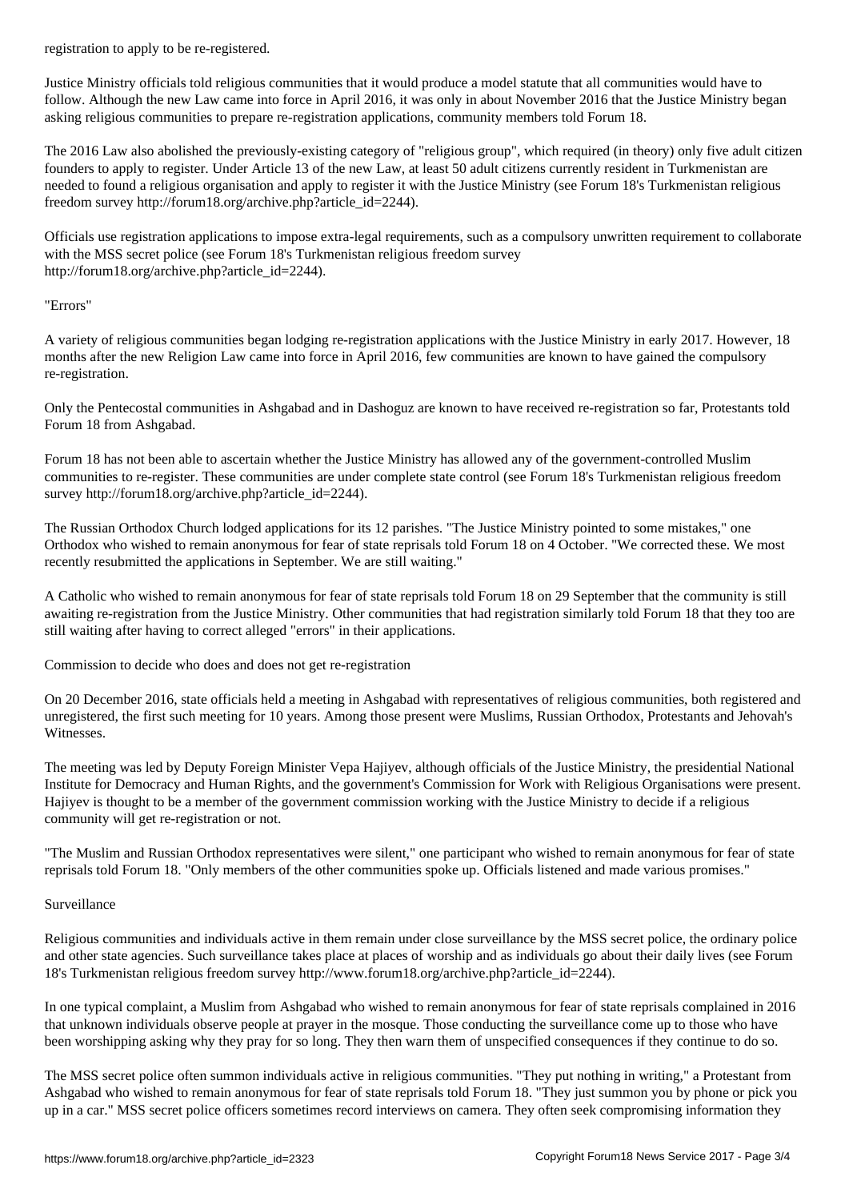registration to apply to be re-registered.

Justice Ministry officials told religious communities that it would produce a model statute that all communities would have to follow. Although the new Law came into force in April 2016, it was only in about November 2016 that the Justice Ministry began asking religious communities to prepare re-registration applications, community members told Forum 18.

The 2016 Law also abolished the previously-existing category of "religious group", which required (in theory) only five adult citizen founders to apply to register. Under Article 13 of the new Law, at least 50 adult citizens currently resident in Turkmenistan are needed to found a religious organisation and apply to register it with the Justice Ministry (see Forum 18's Turkmenistan religious freedom survey http://forum18.org/archive.php?article_id=2244).

Officials use registration applications to impose extra-legal requirements, such as a compulsory unwritten requirement to collaborate with the MSS secret police (see Forum 18's Turkmenistan religious freedom survey http://forum18.org/archive.php?article_id=2244).

"Errors"

A variety of religious communities began lodging re-registration applications with the Justice Ministry in early 2017. However, 18 months after the new Religion Law came into force in April 2016, few communities are known to have gained the compulsory re-registration.

Only the Pentecostal communities in Ashgabad and in Dashoguz are known to have received re-registration so far, Protestants told Forum 18 from Ashgabad.

Forum 18 has not been able to ascertain whether the Justice Ministry has allowed any of the government-controlled Muslim communities to re-register. These communities are under complete state control (see Forum 18's Turkmenistan religious freedom survey http://forum18.org/archive.php?article_id=2244).

The Russian Orthodox Church lodged applications for its 12 parishes. "The Justice Ministry pointed to some mistakes," one Orthodox who wished to remain anonymous for fear of state reprisals told Forum 18 on 4 October. "We corrected these. We most recently resubmitted the applications in September. We are still waiting."

A Catholic who wished to remain anonymous for fear of state reprisals told Forum 18 on 29 September that the community is still awaiting re-registration from the Justice Ministry. Other communities that had registration similarly told Forum 18 that they too are still waiting after having to correct alleged "errors" in their applications.

Commission to decide who does and does not get re-registration

On 20 December 2016, state officials held a meeting in Ashgabad with representatives of religious communities, both registered and unregistered, the first such meeting for 10 years. Among those present were Muslims, Russian Orthodox, Protestants and Jehovah's Witnesses.

The meeting was led by Deputy Foreign Minister Vepa Hajiyev, although officials of the Justice Ministry, the presidential National Institute for Democracy and Human Rights, and the government's Commission for Work with Religious Organisations were present. Hajiyev is thought to be a member of the government commission working with the Justice Ministry to decide if a religious community will get re-registration or not.

"The Muslim and Russian Orthodox representatives were silent," one participant who wished to remain anonymous for fear of state reprisals told Forum 18. "Only members of the other communities spoke up. Officials listened and made various promises."

Surveillance

Religious communities and individuals active in them remain under close surveillance by the MSS secret police, the ordinary police and other state agencies. Such surveillance takes place at places of worship and as individuals go about their daily lives (see Forum 18's Turkmenistan religious freedom survey http://www.forum18.org/archive.php?article_id=2244).

In one typical complaint, a Muslim from Ashgabad who wished to remain anonymous for fear of state reprisals complained in 2016 that unknown individuals observe people at prayer in the mosque. Those conducting the surveillance come up to those who have been worshipping asking why they pray for so long. They then warn them of unspecified consequences if they continue to do so.

The MSS secret police often summon individuals active in religious communities. "They put nothing in writing," a Protestant from Ashgabad who wished to remain anonymous for fear of state reprisals told Forum 18. "They just summon you by phone or pick you up in a car." MSS secret police officers sometimes record interviews on camera. They often seek compromising information they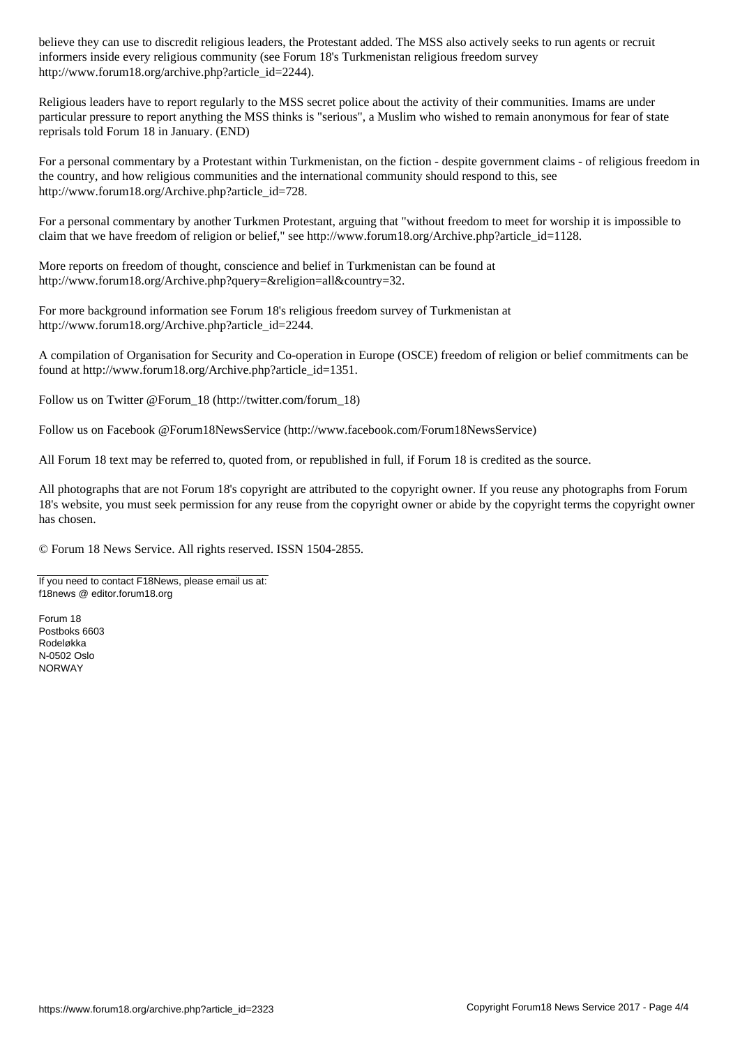believe they can use to discredit religious leaders, the Protestant added. The MSS also actively seeks to run agents or recruit informers inside every religious community (see Forum 18's Turkmenistan religious freedom survey http://www.forum18.org/archive.php?article_id=2244).

Religious leaders have to report regularly to the MSS secret police about the activity of their communities. Imams are under particular pressure to report anything the MSS thinks is "serious", a Muslim who wished to remain anonymous for fear of state reprisals told Forum 18 in January. (END)

For a personal commentary by a Protestant within Turkmenistan, on the fiction - despite government claims - of religious freedom in the country, and how religious communities and the international community should respond to this, see http://www.forum18.org/Archive.php?article_id=728.

For a personal commentary by another Turkmen Protestant, arguing that "without freedom to meet for worship it is impossible to claim that we have freedom of religion or belief," see http://www.forum18.org/Archive.php?article_id=1128.

More reports on freedom of thought, conscience and belief in Turkmenistan can be found at http://www.forum18.org/Archive.php?query=&religion=all&country=32.

For more background information see Forum 18's religious freedom survey of Turkmenistan at http://www.forum18.org/Archive.php?article_id=2244.

A compilation of Organisation for Security and Co-operation in Europe (OSCE) freedom of religion or belief commitments can be found at http://www.forum18.org/Archive.php?article_id=1351.

Follow us on Twitter @Forum_18 (http://twitter.com/forum_18)

Follow us on Facebook @Forum18NewsService (http://www.facebook.com/Forum18NewsService)

All Forum 18 text may be referred to, quoted from, or republished in full, if Forum 18 is credited as the source.

All photographs that are not Forum 18's copyright are attributed to the copyright owner. If you reuse any photographs from Forum 18's website, you must seek permission for any reuse from the copyright owner or abide by the copyright terms the copyright owner has chosen.

© Forum 18 News Service. All rights reserved. ISSN 1504-2855.

If you need to contact F18News, please email us at:
f18news @ editor.forum18.org

Forum 18
Postboks 6603
Rodeløkka
N-0502 Oslo
NORWAY